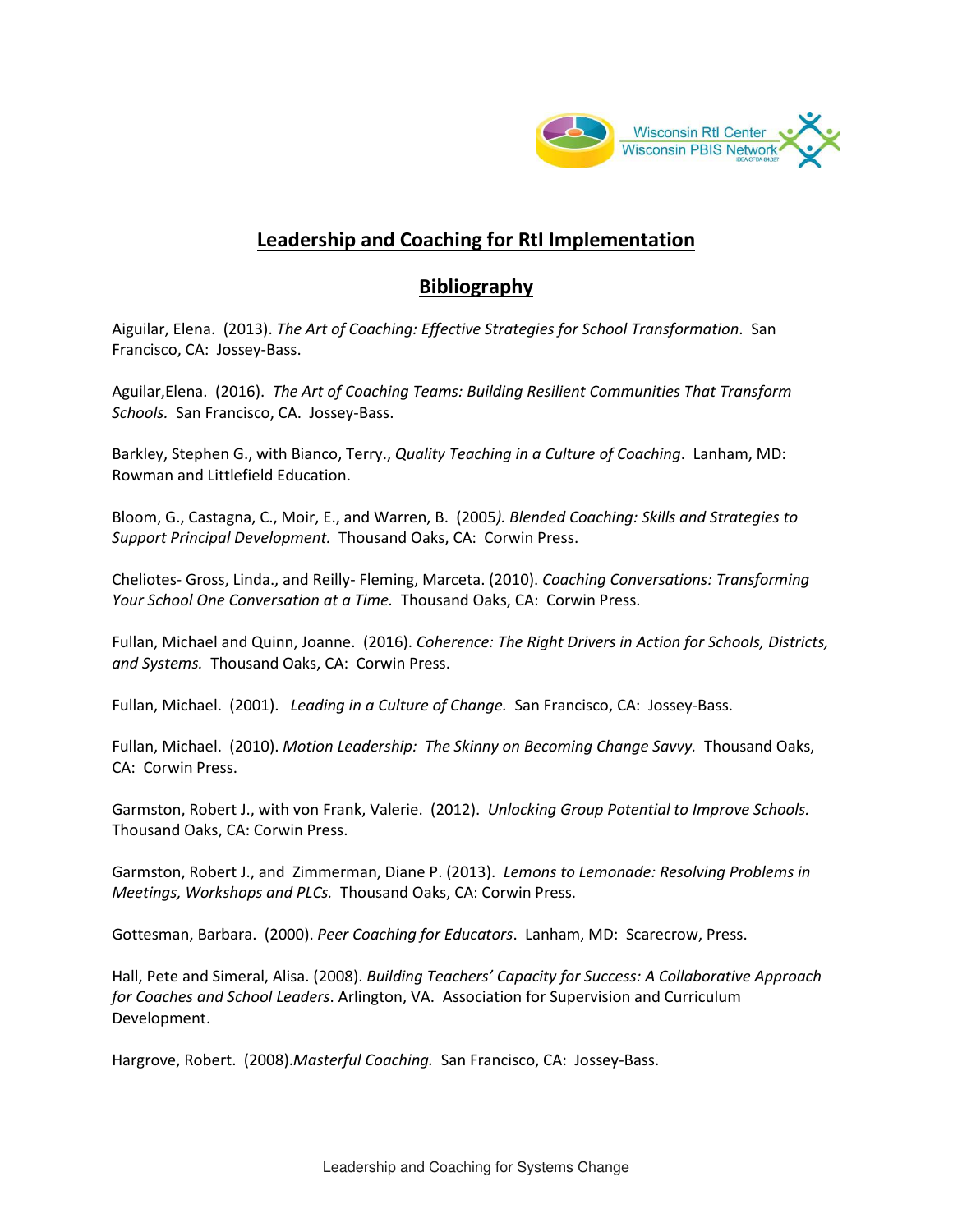# Leadership and Coaching for RtI Implementation

## Bibliography

Aiguilar, Elena. (2013). *The Art of Coaching: Effective Strategies for School Transformation*. San Francisco, CA: Jossey-Bass.

Aguilar,Elena. (2016). *The Art of Coaching Teams: Building Resilient Communities That Transform Schools.* San Francisco, CA. Jossey-Bass.

Barkley, Stephen G., with Bianco, Terry., *Quality Teaching in a Culture of Coaching*. Lanham, MD: Rowman and Littlefield Education.

Bloom, G., Castagna, C., Moir, E., and Warren, B. (2005*). Blended Coaching: Skills and Strategies to Support Principal Development.* Thousand Oaks, CA: Corwin Press.

Cheliotes- Gross, Linda., and Reilly- Fleming, Marceta. (2010). *Coaching Conversations: Transforming Your School One Conversation at a Time.* Thousand Oaks, CA: Corwin Press.

Fullan, Michael and Quinn, Joanne. (2016). *Coherence: The Right Drivers in Action for Schools, Districts, and Systems.* Thousand Oaks, CA: Corwin Press.

Fullan, Michael. (2001). *Leading in a Culture of Change.* San Francisco, CA: Jossey-Bass.

Fullan, Michael. (2010). *Motion Leadership: The Skinny on Becoming Change Savvy.* Thousand Oaks, CA: Corwin Press.

Garmston, Robert J., with von Frank, Valerie. (2012). *Unlocking Group Potential to Improve Schools.* Thousand Oaks, CA: Corwin Press.

Garmston, Robert J., and Zimmerman, Diane P. (2013). *Lemons to Lemonade: Resolving Problems in Meetings, Workshops and PLCs.* Thousand Oaks, CA: Corwin Press.

Gottesman, Barbara. (2000). *Peer Coaching for Educators*. Lanham, MD: Scarecrow, Press.

Hall, Pete and Simeral, Alisa. (2008). *Building Teachers' Capacity for Success: A Collaborative Approach for Coaches and School Leaders*. Arlington, VA. Association for Supervision and Curriculum Development.

Hargrove, Robert. (2008).*Masterful Coaching.* San Francisco, CA: Jossey-Bass.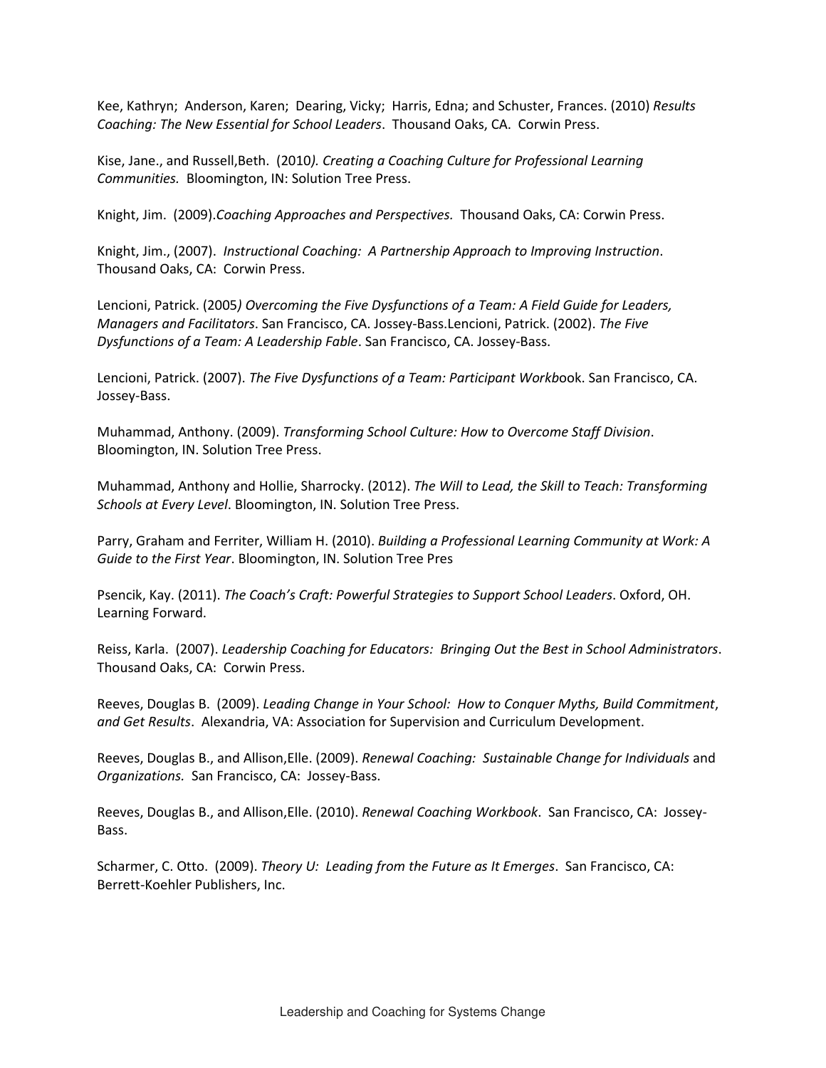Kee, Kathryn; Anderson, Karen; Dearing, Vicky; Harris, Edna; and Schuster, Frances. (2010) *Results Coaching: The New Essential for School Leaders*. Thousand Oaks, CA. Corwin Press.

Kise, Jane., and Russell,Beth. (2010*). Creating a Coaching Culture for Professional Learning Communities.* Bloomington, IN: Solution Tree Press.

Knight, Jim. (2009).*Coaching Approaches and Perspectives.* Thousand Oaks, CA: Corwin Press.

Knight, Jim., (2007). *Instructional Coaching: A Partnership Approach to Improving Instruction*. Thousand Oaks, CA: Corwin Press.

Lencioni, Patrick. (2005*) Overcoming the Five Dysfunctions of a Team: A Field Guide for Leaders, Managers and Facilitators*. San Francisco, CA. Jossey-Bass.Lencioni, Patrick. (2002). *The Five Dysfunctions of a Team: A Leadership Fable*. San Francisco, CA. Jossey-Bass.

Lencioni, Patrick. (2007). *The Five Dysfunctions of a Team: Participant Workb*ook. San Francisco, CA. Jossey-Bass.

Muhammad, Anthony. (2009). *Transforming School Culture: How to Overcome Staff Division*. Bloomington, IN. Solution Tree Press.

Muhammad, Anthony and Hollie, Sharrocky. (2012). *The Will to Lead, the Skill to Teach: Transforming Schools at Every Level*. Bloomington, IN. Solution Tree Press.

Parry, Graham and Ferriter, William H. (2010). *Building a Professional Learning Community at Work: A Guide to the First Year*. Bloomington, IN. Solution Tree Pres

Psencik, Kay. (2011). *The Coach's Craft: Powerful Strategies to Support School Leaders*. Oxford, OH. Learning Forward.

Reiss, Karla. (2007). *Leadership Coaching for Educators: Bringing Out the Best in School Administrators*. Thousand Oaks, CA: Corwin Press.

Reeves, Douglas B. (2009). *Leading Change in Your School: How to Conquer Myths, Build Commitment, and Get Results*. Alexandria, VA: Association for Supervision and Curriculum Development.

Reeves, Douglas B., and Allison,Elle. (2009). *Renewal Coaching: Sustainable Change for Individuals* and *Organizations.* San Francisco, CA: Jossey-Bass.

Reeves, Douglas B., and Allison,Elle. (2010). *Renewal Coaching Workbook*. San Francisco, CA: Jossey-Bass.

Scharmer, C. Otto. (2009). *Theory U: Leading from the Future as It Emerges*. San Francisco, CA: Berrett-Koehler Publishers, Inc.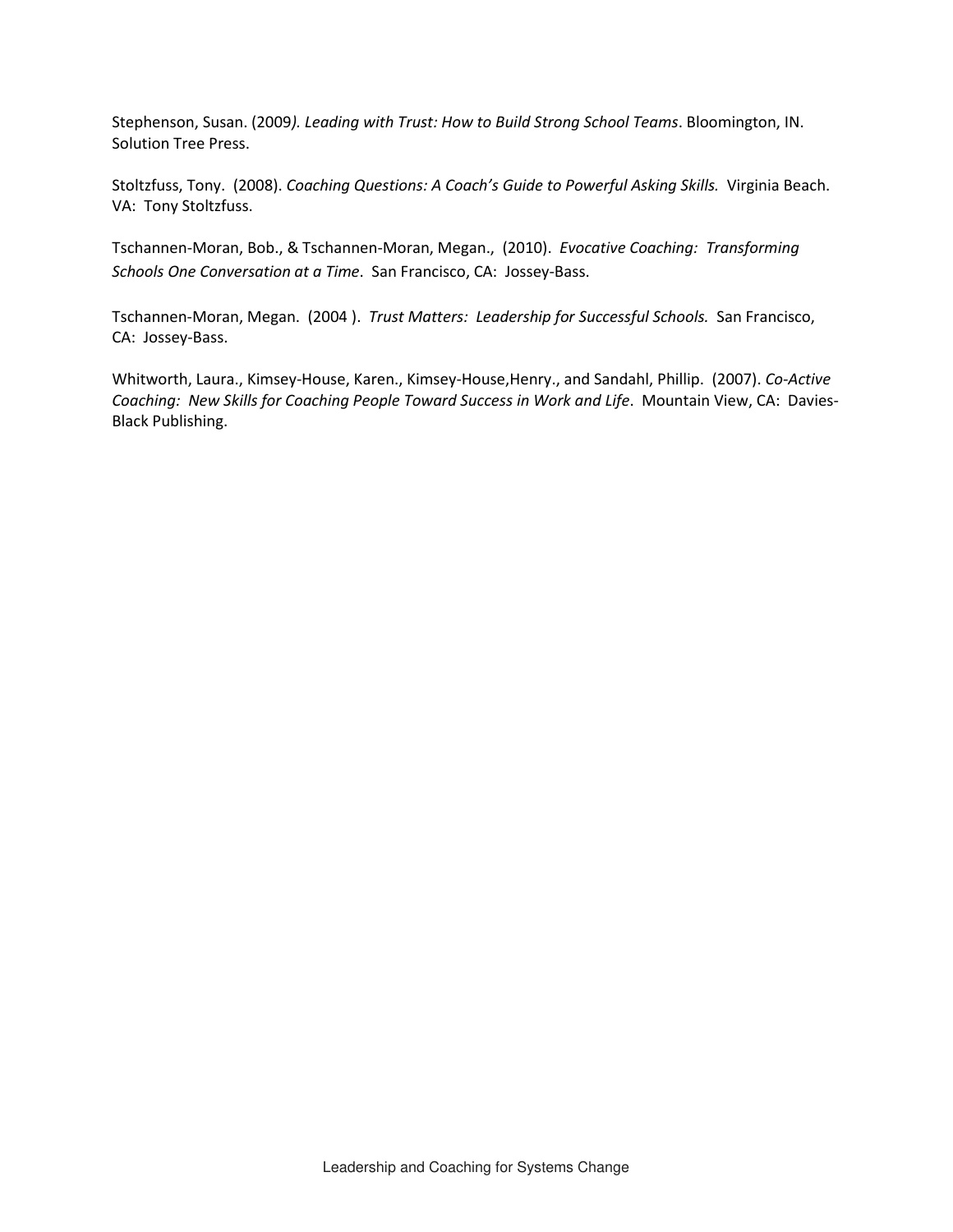Stephenson, Susan. (2009*). Leading with Trust: How to Build Strong School Teams*. Bloomington, IN. Solution Tree Press.

Stoltzfuss, Tony. (2008). *Coaching Questions: A Coach's Guide to Powerful Asking Skills.* Virginia Beach. VA: Tony Stoltzfuss.

Tschannen-Moran, Bob., & Tschannen-Moran, Megan., (2010). *Evocative Coaching: Transforming Schools One Conversation at a Time*. San Francisco, CA: Jossey-Bass.

Tschannen-Moran, Megan. (2004 ). *Trust Matters: Leadership for Successful Schools.* San Francisco, CA: Jossey-Bass.

Whitworth, Laura., Kimsey-House, Karen., Kimsey-House,Henry., and Sandahl, Phillip. (2007). *Co-Active Coaching: New Skills for Coaching People Toward Success in Work and Life*. Mountain View, CA: Davies-Black Publishing.